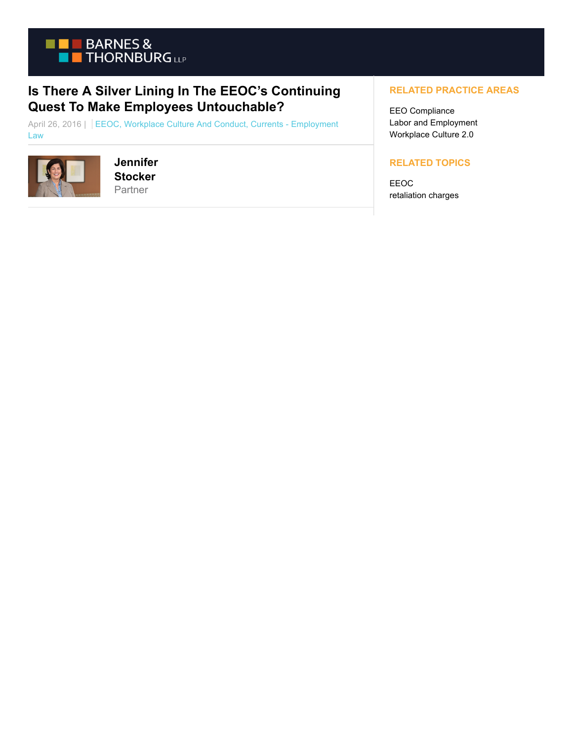BARNES & THORNBURG LLP

# Is There A Silver Lining In The EEOC's Continuing Quest To Make Employees Untouchable?

April 26, 2016 | EEOC, Workplace Culture And Conduct, Currents - Employment Law

**Jennifer Stocker**
Partner

## RELATED PRACTICE AREAS

EEO Compliance
Labor and Employment
Workplace Culture 2.0

## RELATED TOPICS

EEOC
retaliation charges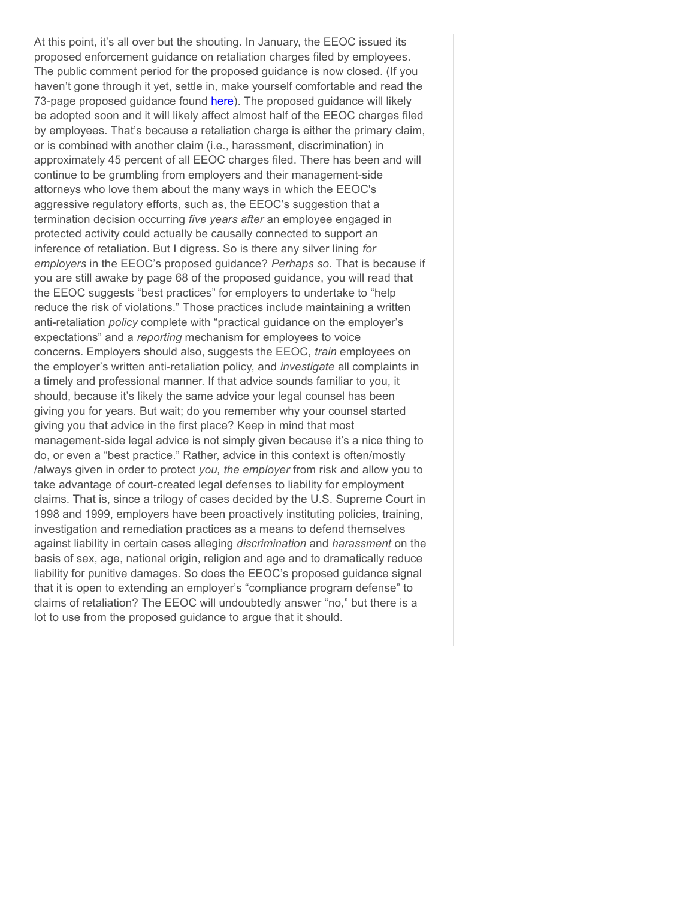At this point, it's all over but the shouting. In January, the EEOC issued its proposed enforcement guidance on retaliation charges filed by employees. The public comment period for the proposed guidance is now closed. (If you haven't gone through it yet, settle in, make yourself comfortable and read the 73-page proposed guidance found here). The proposed guidance will likely be adopted soon and it will likely affect almost half of the EEOC charges filed by employees. That's because a retaliation charge is either the primary claim, or is combined with another claim (i.e., harassment, discrimination) in approximately 45 percent of all EEOC charges filed. There has been and will continue to be grumbling from employers and their management-side attorneys who love them about the many ways in which the EEOC's aggressive regulatory efforts, such as, the EEOC's suggestion that a termination decision occurring *five years after* an employee engaged in protected activity could actually be causally connected to support an inference of retaliation. But I digress. So is there any silver lining *for employers* in the EEOC's proposed guidance? *Perhaps so.* That is because if you are still awake by page 68 of the proposed guidance, you will read that the EEOC suggests "best practices" for employers to undertake to "help reduce the risk of violations." Those practices include maintaining a written anti-retaliation *policy* complete with "practical guidance on the employer's expectations" and a *reporting* mechanism for employees to voice concerns. Employers should also, suggests the EEOC, *train* employees on the employer's written anti-retaliation policy, and *investigate* all complaints in a timely and professional manner. If that advice sounds familiar to you, it should, because it's likely the same advice your legal counsel has been giving you for years. But wait; do you remember why your counsel started giving you that advice in the first place? Keep in mind that most management-side legal advice is not simply given because it's a nice thing to do, or even a "best practice." Rather, advice in this context is often/mostly /always given in order to protect *you, the employer* from risk and allow you to take advantage of court-created legal defenses to liability for employment claims. That is, since a trilogy of cases decided by the U.S. Supreme Court in 1998 and 1999, employers have been proactively instituting policies, training, investigation and remediation practices as a means to defend themselves against liability in certain cases alleging *discrimination* and *harassment* on the basis of sex, age, national origin, religion and age and to dramatically reduce liability for punitive damages. So does the EEOC's proposed guidance signal that it is open to extending an employer's "compliance program defense" to claims of retaliation? The EEOC will undoubtedly answer "no," but there is a lot to use from the proposed guidance to argue that it should.